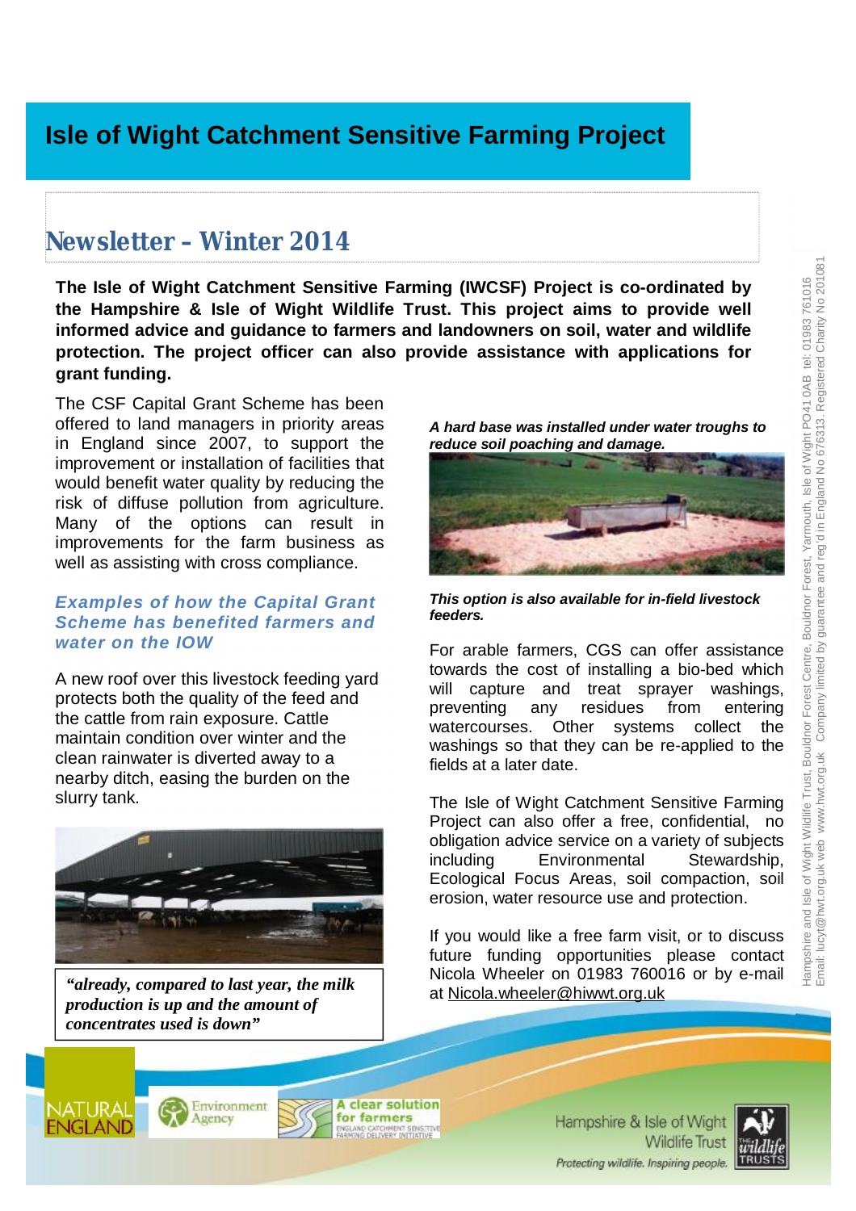# Isle of Wight Catchment Sensitive Farming Project

## Newsletter - Winter 2014

**The Isle of Wight Catchment Sensitive Farming (IWCSF) Project is co-ordinated by the Hampshire & Isle of Wight Wildlife Trust. This project aims to provide well informed advice and guidance to farmers and landowners on soil, water and wildlife protection. The project officer can also provide assistance with applications for grant funding.**

The CSF Capital Grant Scheme has been offered to land managers in priority areas in England since 2007, to support the improvement or installation of facilities that would benefit water quality by reducing the risk of diffuse pollution from agriculture. Many of the options can result in improvements for the farm business as well as assisting with cross compliance.

### *Examples of how the Capital Grant Scheme has benefited farmers and water on the IOW*

A new roof over this livestock feeding yard protects both the quality of the feed and the cattle from rain exposure. Cattle maintain condition over winter and the clean rainwater is diverted away to a nearby ditch, easing the burden on the slurry tank.

*"already, compared to last year, the milk production is up and the amount of concentrates used is down"*

***A hard base was installed under water troughs to reduce soil poaching and damage.***

***This option is also available for in-field livestock feeders.***

For arable farmers, CGS can offer assistance towards the cost of installing a bio-bed which will capture and treat sprayer washings, preventing any residues from entering watercourses. Other systems collect the washings so that they can be re-applied to the fields at a later date.

The Isle of Wight Catchment Sensitive Farming Project can also offer a free, confidential, no obligation advice service on a variety of subjects including Environmental Stewardship, Ecological Focus Areas, soil compaction, soil erosion, water resource use and protection.

If you would like a free farm visit, or to discuss future funding opportunities please contact Nicola Wheeler on 01983 760016 or by e-mail at Nicola.wheeler@hiwwt.org.uk

Hampshire and Isle of Wight Wildlife Trust, Bouldnor Forest Centre, Bouldnor Forest, Yarmouth, Isle of Wight PO41 0AB tel: 01983 761016
Email: lucyt@hwt.org.uk web www.hwt.org.uk Company limited by guarantee and reg'd in England No 676313. Registered Charity No 201081

NATURAL ENGLAND | Environment Agency | A clear solution for farmers – England Catchment Sensitive Farming Delivery Initiative | Hampshire & Isle of Wight Wildlife Trust – Protecting wildlife. Inspiring people. | The Wildlife Trusts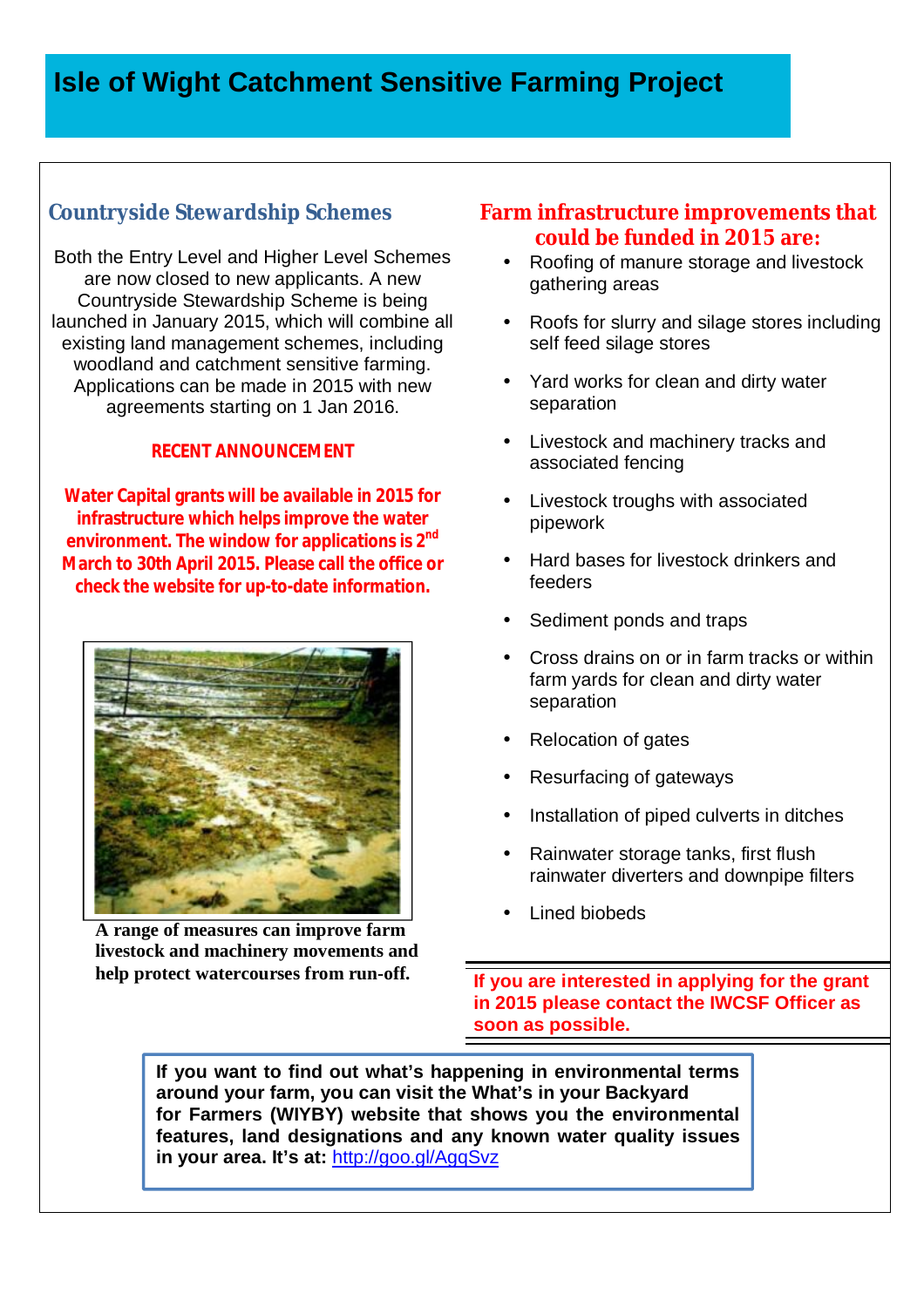# Isle of Wight Catchment Sensitive Farming Project

## Countryside Stewardship Schemes

Both the Entry Level and Higher Level Schemes are now closed to new applicants. A new Countryside Stewardship Scheme is being launched in January 2015, which will combine all existing land management schemes, including woodland and catchment sensitive farming. Applications can be made in 2015 with new agreements starting on 1 Jan 2016.

**RECENT ANNOUNCEMENT**

**Water Capital grants will be available in 2015 for infrastructure which helps improve the water environment. The window for applications is 2nd March to 30th April 2015. Please call the office or check the website for up-to-date information.**

**A range of measures can improve farm livestock and machinery movements and help protect watercourses from run-off.**

## Farm infrastructure improvements that could be funded in 2015 are:

- Roofing of manure storage and livestock gathering areas
- Roofs for slurry and silage stores including self feed silage stores
- Yard works for clean and dirty water separation
- Livestock and machinery tracks and associated fencing
- Livestock troughs with associated pipework
- Hard bases for livestock drinkers and feeders
- Sediment ponds and traps
- Cross drains on or in farm tracks or within farm yards for clean and dirty water separation
- Relocation of gates
- Resurfacing of gateways
- Installation of piped culverts in ditches
- Rainwater storage tanks, first flush rainwater diverters and downpipe filters
- Lined biobeds

**If you are interested in applying for the grant in 2015 please contact the IWCSF Officer as soon as possible.**

**If you want to find out what's happening in environmental terms around your farm, you can visit the What's in your Backyard for Farmers (WIYBY) website that shows you the environmental features, land designations and any known water quality issues in your area. It's at:** http://goo.gl/AgqSvz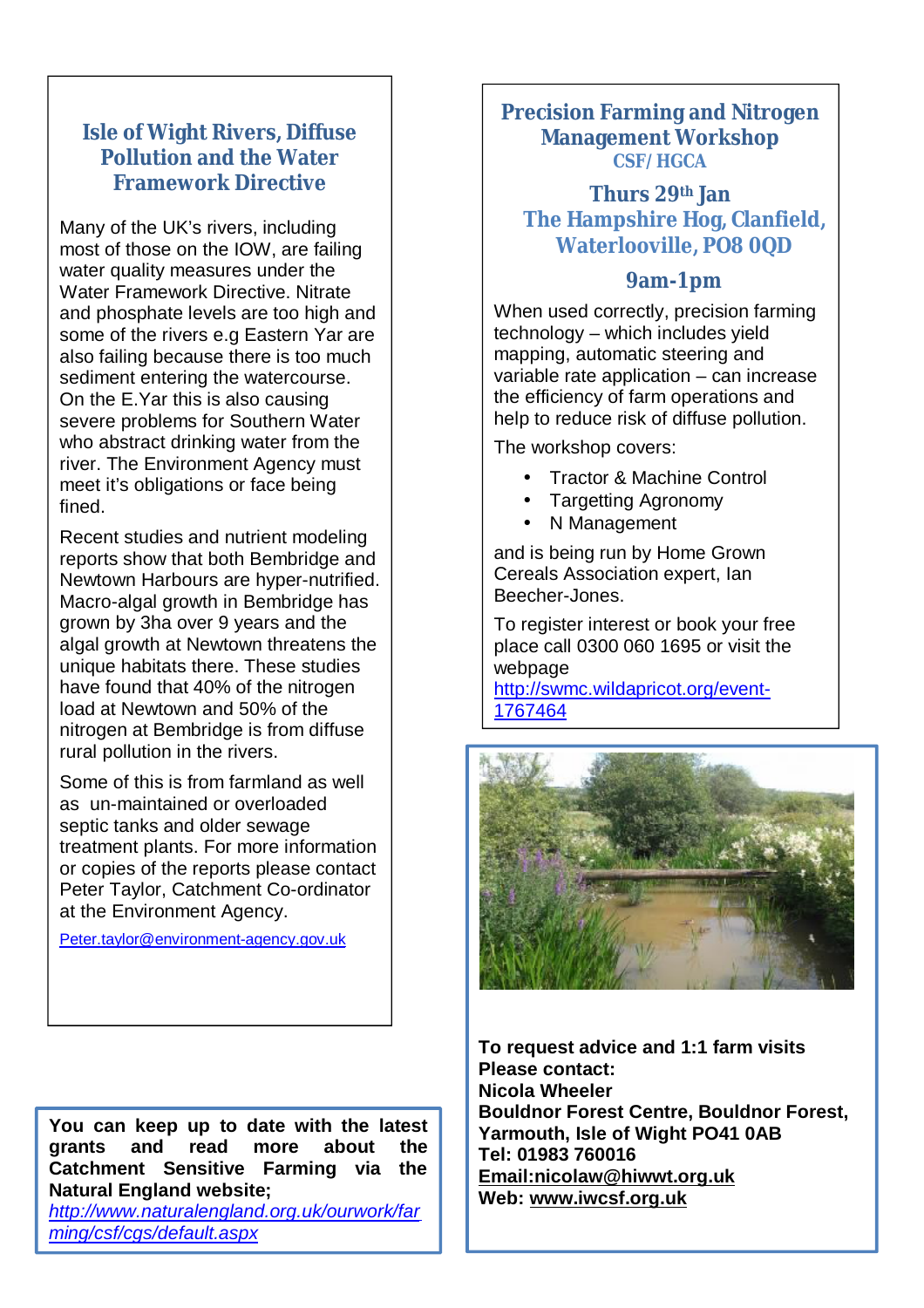## Isle of Wight Rivers, Diffuse Pollution and the Water Framework Directive

Many of the UK's rivers, including most of those on the IOW, are failing water quality measures under the Water Framework Directive. Nitrate and phosphate levels are too high and some of the rivers e.g Eastern Yar are also failing because there is too much sediment entering the watercourse. On the E.Yar this is also causing severe problems for Southern Water who abstract drinking water from the river. The Environment Agency must meet it's obligations or face being fined.

Recent studies and nutrient modeling reports show that both Bembridge and Newtown Harbours are hyper-nutrified. Macro-algal growth in Bembridge has grown by 3ha over 9 years and the algal growth at Newtown threatens the unique habitats there. These studies have found that 40% of the nitrogen load at Newtown and 50% of the nitrogen at Bembridge is from diffuse rural pollution in the rivers.

Some of this is from farmland as well as un-maintained or overloaded septic tanks and older sewage treatment plants. For more information or copies of the reports please contact Peter Taylor, Catchment Co-ordinator at the Environment Agency.

Peter.taylor@environment-agency.gov.uk

**You can keep up to date with the latest grants and read more about the Catchment Sensitive Farming via the Natural England website;**
*http://www.naturalengland.org.uk/ourwork/farming/csf/cgs/default.aspx*

## Precision Farming and Nitrogen Management Workshop

### CSF/ HGCA

### Thurs 29th Jan
### The Hampshire Hog, Clanfield, Waterlooville, PO8 0QD

### 9am-1pm

When used correctly, precision farming technology – which includes yield mapping, automatic steering and variable rate application – can increase the efficiency of farm operations and help to reduce risk of diffuse pollution.

The workshop covers:

- Tractor & Machine Control
- Targetting Agronomy
- N Management

and is being run by Home Grown Cereals Association expert, Ian Beecher-Jones.

To register interest or book your free place call 0300 060 1695 or visit the webpage
http://swmc.wildapricot.org/event-1767464

**To request advice and 1:1 farm visits**
**Please contact:**
**Nicola Wheeler**
**Bouldnor Forest Centre, Bouldnor Forest, Yarmouth, Isle of Wight PO41 0AB**
**Tel: 01983 760016**
**Email:nicolaw@hiwwt.org.uk**
**Web: www.iwcsf.org.uk**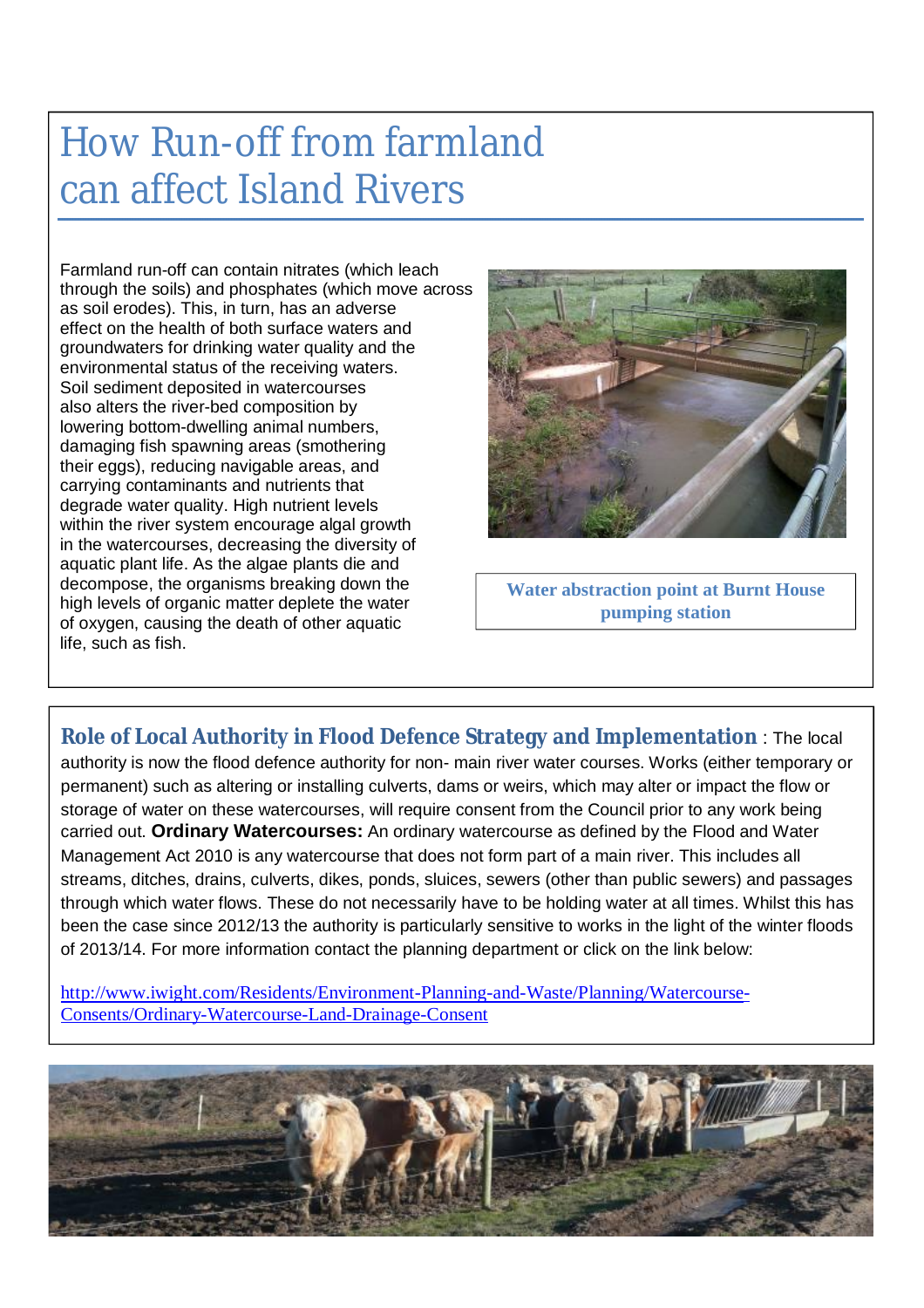# How Run-off from farmland can affect Island Rivers

Farmland run-off can contain nitrates (which leach through the soils) and phosphates (which move across as soil erodes). This, in turn, has an adverse effect on the health of both surface waters and groundwaters for drinking water quality and the environmental status of the receiving waters. Soil sediment deposited in watercourses also alters the river-bed composition by lowering bottom-dwelling animal numbers, damaging fish spawning areas (smothering their eggs), reducing navigable areas, and carrying contaminants and nutrients that degrade water quality. High nutrient levels within the river system encourage algal growth in the watercourses, decreasing the diversity of aquatic plant life. As the algae plants die and decompose, the organisms breaking down the high levels of organic matter deplete the water of oxygen, causing the death of other aquatic life, such as fish.

Water abstraction point at Burnt House pumping station

**Role of Local Authority in Flood Defence Strategy and Implementation** : The local authority is now the flood defence authority for non- main river water courses. Works (either temporary or permanent) such as altering or installing culverts, dams or weirs, which may alter or impact the flow or storage of water on these watercourses, will require consent from the Council prior to any work being carried out. **Ordinary Watercourses:** An ordinary watercourse as defined by the Flood and Water Management Act 2010 is any watercourse that does not form part of a main river. This includes all streams, ditches, drains, culverts, dikes, ponds, sluices, sewers (other than public sewers) and passages through which water flows. These do not necessarily have to be holding water at all times. Whilst this has been the case since 2012/13 the authority is particularly sensitive to works in the light of the winter floods of 2013/14. For more information contact the planning department or click on the link below:

http://www.iwight.com/Residents/Environment-Planning-and-Waste/Planning/Watercourse-Consents/Ordinary-Watercourse-Land-Drainage-Consent